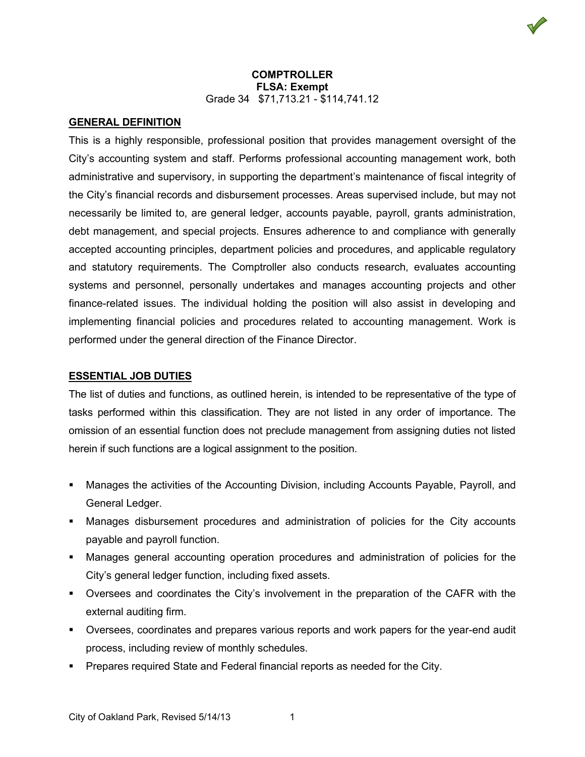**COMPTROLLER**
**FLSA: Exempt**
Grade 34 $71,713.21 - $114,741.12

## GENERAL DEFINITION

This is a highly responsible, professional position that provides management oversight of the City's accounting system and staff. Performs professional accounting management work, both administrative and supervisory, in supporting the department's maintenance of fiscal integrity of the City's financial records and disbursement processes. Areas supervised include, but may not necessarily be limited to, are general ledger, accounts payable, payroll, grants administration, debt management, and special projects. Ensures adherence to and compliance with generally accepted accounting principles, department policies and procedures, and applicable regulatory and statutory requirements. The Comptroller also conducts research, evaluates accounting systems and personnel, personally undertakes and manages accounting projects and other finance-related issues. The individual holding the position will also assist in developing and implementing financial policies and procedures related to accounting management. Work is performed under the general direction of the Finance Director.

## ESSENTIAL JOB DUTIES

The list of duties and functions, as outlined herein, is intended to be representative of the type of tasks performed within this classification. They are not listed in any order of importance. The omission of an essential function does not preclude management from assigning duties not listed herein if such functions are a logical assignment to the position.

- Manages the activities of the Accounting Division, including Accounts Payable, Payroll, and General Ledger.
- Manages disbursement procedures and administration of policies for the City accounts payable and payroll function.
- Manages general accounting operation procedures and administration of policies for the City's general ledger function, including fixed assets.
- Oversees and coordinates the City's involvement in the preparation of the CAFR with the external auditing firm.
- Oversees, coordinates and prepares various reports and work papers for the year-end audit process, including review of monthly schedules.
- Prepares required State and Federal financial reports as needed for the City.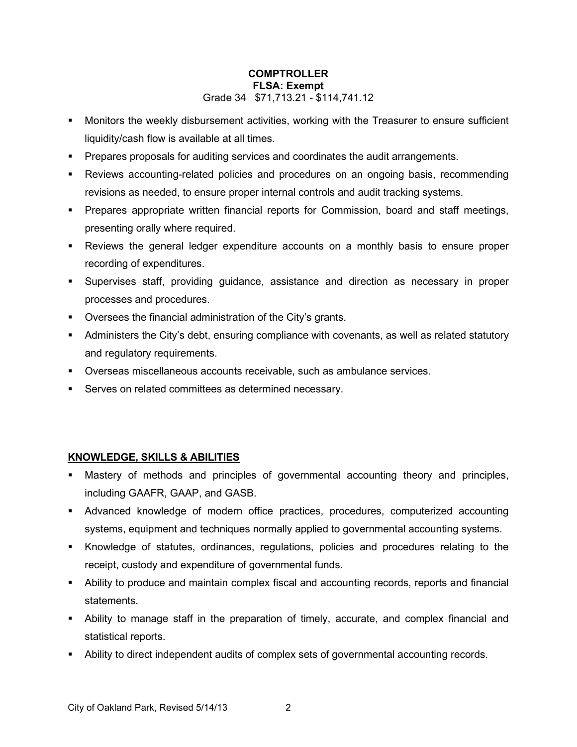**COMPTROLLER**
**FLSA: Exempt**
Grade 34 $71,713.21 - $114,741.12

- Monitors the weekly disbursement activities, working with the Treasurer to ensure sufficient liquidity/cash flow is available at all times.
- Prepares proposals for auditing services and coordinates the audit arrangements.
- Reviews accounting-related policies and procedures on an ongoing basis, recommending revisions as needed, to ensure proper internal controls and audit tracking systems.
- Prepares appropriate written financial reports for Commission, board and staff meetings, presenting orally where required.
- Reviews the general ledger expenditure accounts on a monthly basis to ensure proper recording of expenditures.
- Supervises staff, providing guidance, assistance and direction as necessary in proper processes and procedures.
- Oversees the financial administration of the City's grants.
- Administers the City's debt, ensuring compliance with covenants, as well as related statutory and regulatory requirements.
- Overseas miscellaneous accounts receivable, such as ambulance services.
- Serves on related committees as determined necessary.

## KNOWLEDGE, SKILLS & ABILITIES

- Mastery of methods and principles of governmental accounting theory and principles, including GAAFR, GAAP, and GASB.
- Advanced knowledge of modern office practices, procedures, computerized accounting systems, equipment and techniques normally applied to governmental accounting systems.
- Knowledge of statutes, ordinances, regulations, policies and procedures relating to the receipt, custody and expenditure of governmental funds.
- Ability to produce and maintain complex fiscal and accounting records, reports and financial statements.
- Ability to manage staff in the preparation of timely, accurate, and complex financial and statistical reports.
- Ability to direct independent audits of complex sets of governmental accounting records.

City of Oakland Park, Revised 5/14/13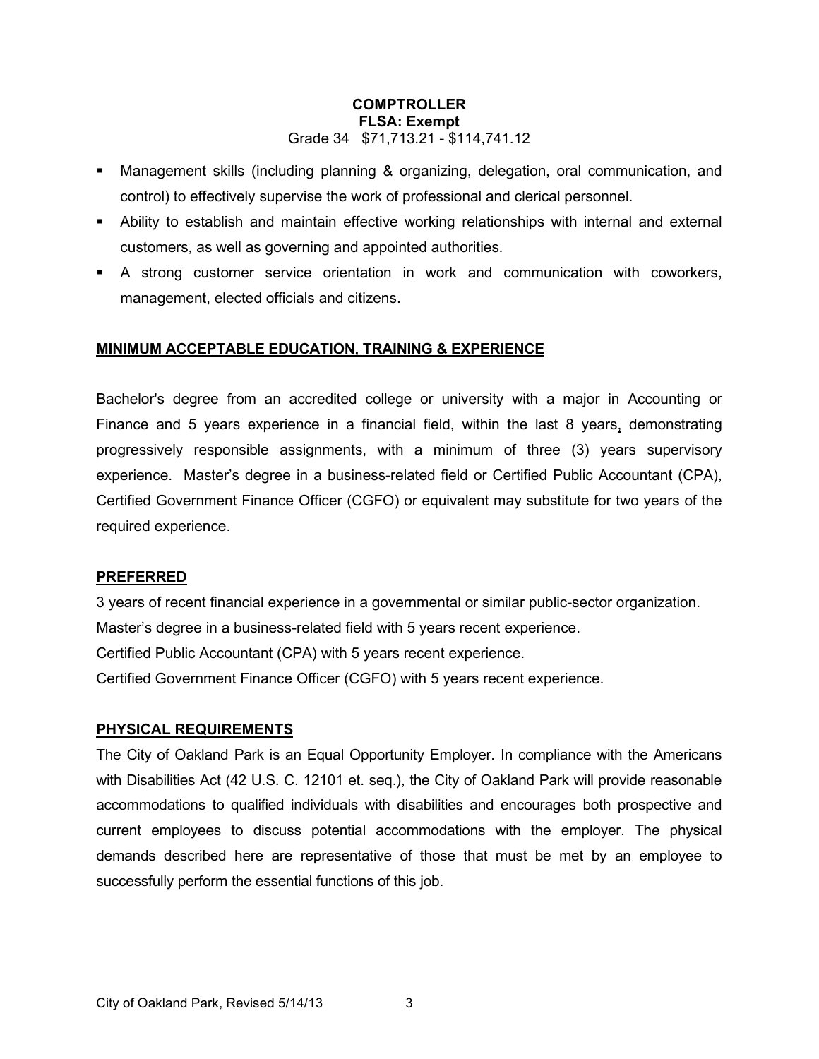**COMPTROLLER**
**FLSA: Exempt**
Grade 34 $71,713.21 - $114,741.12

- Management skills (including planning & organizing, delegation, oral communication, and control) to effectively supervise the work of professional and clerical personnel.
- Ability to establish and maintain effective working relationships with internal and external customers, as well as governing and appointed authorities.
- A strong customer service orientation in work and communication with coworkers, management, elected officials and citizens.

## MINIMUM ACCEPTABLE EDUCATION, TRAINING & EXPERIENCE

Bachelor's degree from an accredited college or university with a major in Accounting or Finance and 5 years experience in a financial field, within the last 8 years, demonstrating progressively responsible assignments, with a minimum of three (3) years supervisory experience. Master's degree in a business-related field or Certified Public Accountant (CPA), Certified Government Finance Officer (CGFO) or equivalent may substitute for two years of the required experience.

## PREFERRED

3 years of recent financial experience in a governmental or similar public-sector organization.
Master's degree in a business-related field with 5 years recent experience.
Certified Public Accountant (CPA) with 5 years recent experience.
Certified Government Finance Officer (CGFO) with 5 years recent experience.

## PHYSICAL REQUIREMENTS

The City of Oakland Park is an Equal Opportunity Employer. In compliance with the Americans with Disabilities Act (42 U.S. C. 12101 et. seq.), the City of Oakland Park will provide reasonable accommodations to qualified individuals with disabilities and encourages both prospective and current employees to discuss potential accommodations with the employer. The physical demands described here are representative of those that must be met by an employee to successfully perform the essential functions of this job.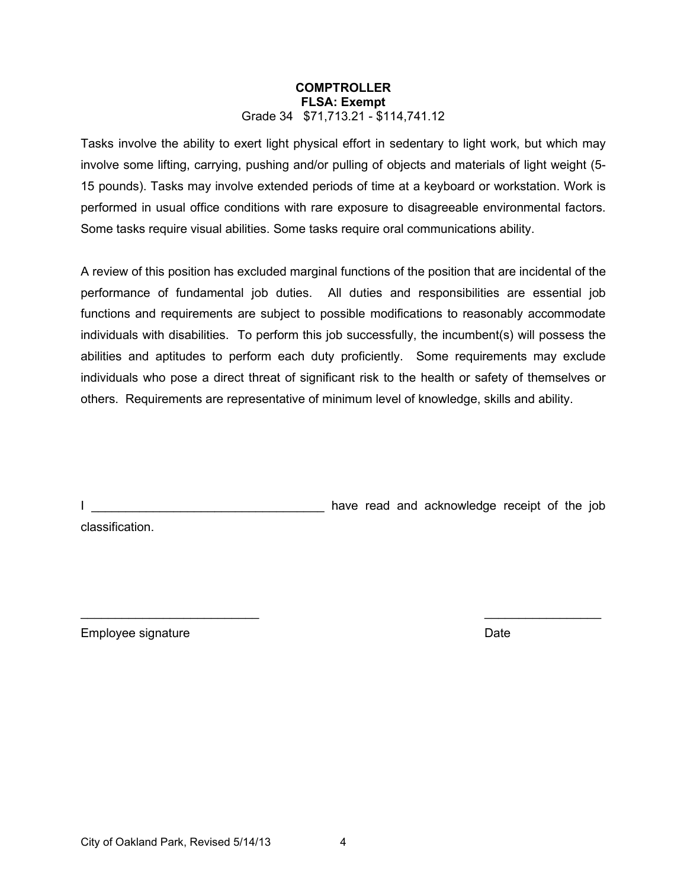**COMPTROLLER**
**FLSA: Exempt**
Grade 34 $71,713.21 - $114,741.12

Tasks involve the ability to exert light physical effort in sedentary to light work, but which may involve some lifting, carrying, pushing and/or pulling of objects and materials of light weight (5-15 pounds). Tasks may involve extended periods of time at a keyboard or workstation. Work is performed in usual office conditions with rare exposure to disagreeable environmental factors. Some tasks require visual abilities. Some tasks require oral communications ability.

A review of this position has excluded marginal functions of the position that are incidental of the performance of fundamental job duties. All duties and responsibilities are essential job functions and requirements are subject to possible modifications to reasonably accommodate individuals with disabilities. To perform this job successfully, the incumbent(s) will possess the abilities and aptitudes to perform each duty proficiently. Some requirements may exclude individuals who pose a direct threat of significant risk to the health or safety of themselves or others. Requirements are representative of minimum level of knowledge, skills and ability.

I __________________________________ have read and acknowledge receipt of the job classification.

__________________________ Employee signature

_________________ Date